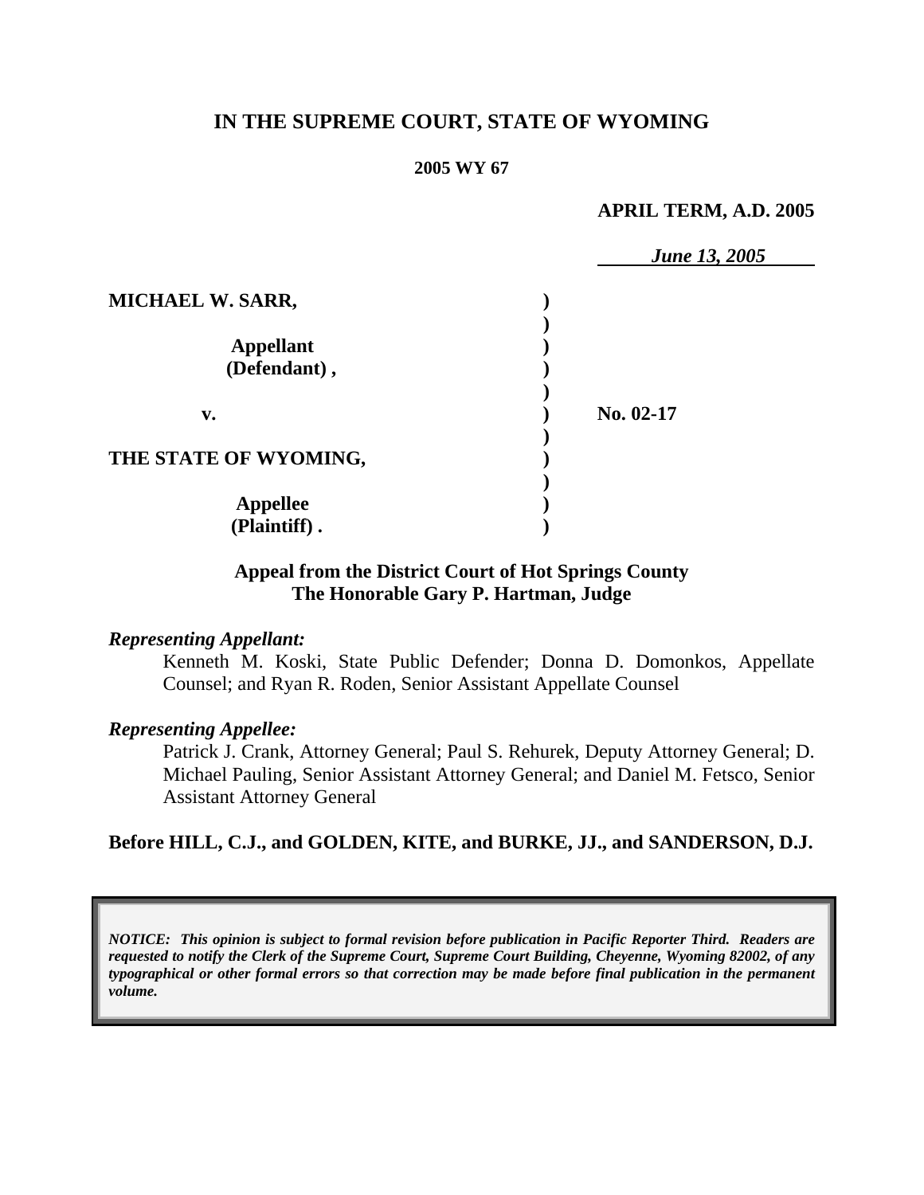# IN THE SUPREME COURT, STATE OF WYOMING

**2005 WY 67**

**APRIL TERM, A.D. 2005**

***June 13, 2005***

| | | |
|---|---|---|
| **MICHAEL W. SARR,** | **)** | |
| | **)** | |
| **Appellant** | **)** | |
| **(Defendant) ,** | **)** | |
| | **)** | |
| **v.** | **)** | **No. 02-17** |
| | **)** | |
| **THE STATE OF WYOMING,** | **)** | |
| | **)** | |
| **Appellee** | **)** | |
| **(Plaintiff) .** | **)** | |

**Appeal from the District Court of Hot Springs County**
**The Honorable Gary P. Hartman, Judge**

*Representing Appellant:*

Kenneth M. Koski, State Public Defender; Donna D. Domonkos, Appellate Counsel; and Ryan R. Roden, Senior Assistant Appellate Counsel

*Representing Appellee:*

Patrick J. Crank, Attorney General; Paul S. Rehurek, Deputy Attorney General; D. Michael Pauling, Senior Assistant Attorney General; and Daniel M. Fetsco, Senior Assistant Attorney General

**Before HILL, C.J., and GOLDEN, KITE, and BURKE, JJ., and SANDERSON, D.J.**

***NOTICE: This opinion is subject to formal revision before publication in Pacific Reporter Third. Readers are requested to notify the Clerk of the Supreme Court, Supreme Court Building, Cheyenne, Wyoming 82002, of any typographical or other formal errors so that correction may be made before final publication in the permanent volume.***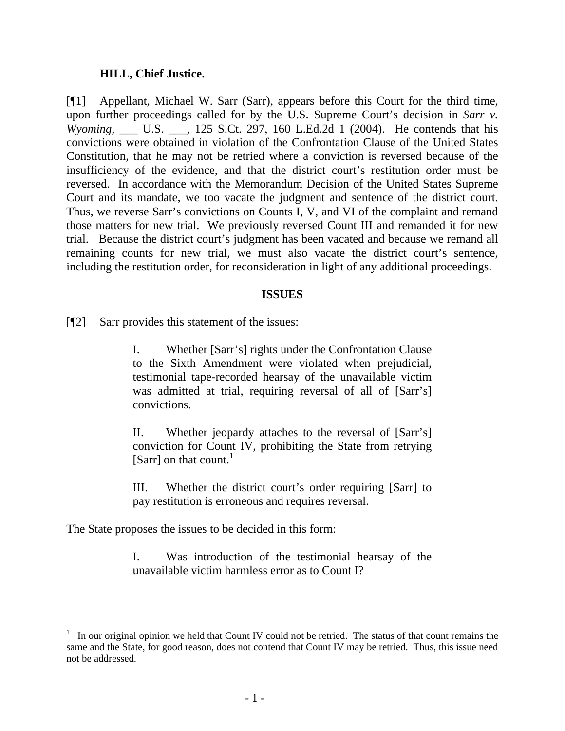**HILL, Chief Justice.**

[¶1] Appellant, Michael W. Sarr (Sarr), appears before this Court for the third time, upon further proceedings called for by the U.S. Supreme Court's decision in *Sarr v. Wyoming*, ___ U.S. ___, 125 S.Ct. 297, 160 L.Ed.2d 1 (2004). He contends that his convictions were obtained in violation of the Confrontation Clause of the United States Constitution, that he may not be retried where a conviction is reversed because of the insufficiency of the evidence, and that the district court's restitution order must be reversed. In accordance with the Memorandum Decision of the United States Supreme Court and its mandate, we too vacate the judgment and sentence of the district court. Thus, we reverse Sarr's convictions on Counts I, V, and VI of the complaint and remand those matters for new trial. We previously reversed Count III and remanded it for new trial. Because the district court's judgment has been vacated and because we remand all remaining counts for new trial, we must also vacate the district court's sentence, including the restitution order, for reconsideration in light of any additional proceedings.

**ISSUES**

[¶2] Sarr provides this statement of the issues:

> I. Whether [Sarr's] rights under the Confrontation Clause to the Sixth Amendment were violated when prejudicial, testimonial tape-recorded hearsay of the unavailable victim was admitted at trial, requiring reversal of all of [Sarr's] convictions.
>
> II. Whether jeopardy attaches to the reversal of [Sarr's] conviction for Count IV, prohibiting the State from retrying [Sarr] on that count.[1]
>
> III. Whether the district court's order requiring [Sarr] to pay restitution is erroneous and requires reversal.

The State proposes the issues to be decided in this form:

> I. Was introduction of the testimonial hearsay of the unavailable victim harmless error as to Count I?

[1] In our original opinion we held that Count IV could not be retried. The status of that count remains the same and the State, for good reason, does not contend that Count IV may be retried. Thus, this issue need not be addressed.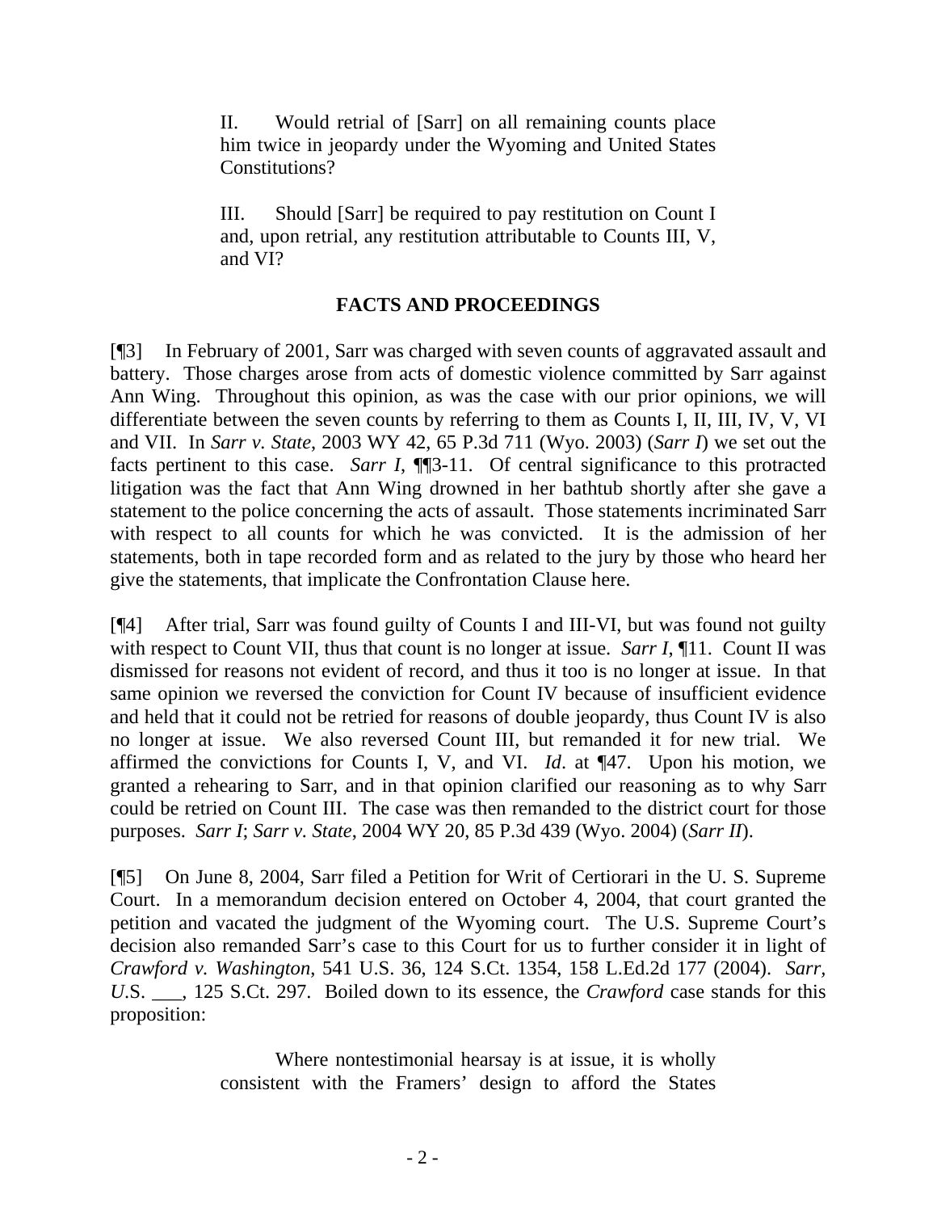> II. Would retrial of [Sarr] on all remaining counts place him twice in jeopardy under the Wyoming and United States Constitutions?
>
> III. Should [Sarr] be required to pay restitution on Count I and, upon retrial, any restitution attributable to Counts III, V, and VI?

## FACTS AND PROCEEDINGS

[¶3] In February of 2001, Sarr was charged with seven counts of aggravated assault and battery. Those charges arose from acts of domestic violence committed by Sarr against Ann Wing. Throughout this opinion, as was the case with our prior opinions, we will differentiate between the seven counts by referring to them as Counts I, II, III, IV, V, VI and VII. In *Sarr v. State*, 2003 WY 42, 65 P.3d 711 (Wyo. 2003) (*Sarr I*) we set out the facts pertinent to this case. *Sarr I*, ¶¶3-11. Of central significance to this protracted litigation was the fact that Ann Wing drowned in her bathtub shortly after she gave a statement to the police concerning the acts of assault. Those statements incriminated Sarr with respect to all counts for which he was convicted. It is the admission of her statements, both in tape recorded form and as related to the jury by those who heard her give the statements, that implicate the Confrontation Clause here.

[¶4] After trial, Sarr was found guilty of Counts I and III-VI, but was found not guilty with respect to Count VII, thus that count is no longer at issue. *Sarr I*, ¶11. Count II was dismissed for reasons not evident of record, and thus it too is no longer at issue. In that same opinion we reversed the conviction for Count IV because of insufficient evidence and held that it could not be retried for reasons of double jeopardy, thus Count IV is also no longer at issue. We also reversed Count III, but remanded it for new trial. We affirmed the convictions for Counts I, V, and VI. *Id*. at ¶47. Upon his motion, we granted a rehearing to Sarr, and in that opinion clarified our reasoning as to why Sarr could be retried on Count III. The case was then remanded to the district court for those purposes. *Sarr I*; *Sarr v. State*, 2004 WY 20, 85 P.3d 439 (Wyo. 2004) (*Sarr II*).

[¶5] On June 8, 2004, Sarr filed a Petition for Writ of Certiorari in the U. S. Supreme Court. In a memorandum decision entered on October 4, 2004, that court granted the petition and vacated the judgment of the Wyoming court. The U.S. Supreme Court's decision also remanded Sarr's case to this Court for us to further consider it in light of *Crawford v. Washington*, 541 U.S. 36, 124 S.Ct. 1354, 158 L.Ed.2d 177 (2004). *Sarr*, *U*.S. \_\_\_, 125 S.Ct. 297. Boiled down to its essence, the *Crawford* case stands for this proposition:

> Where nontestimonial hearsay is at issue, it is wholly consistent with the Framers' design to afford the States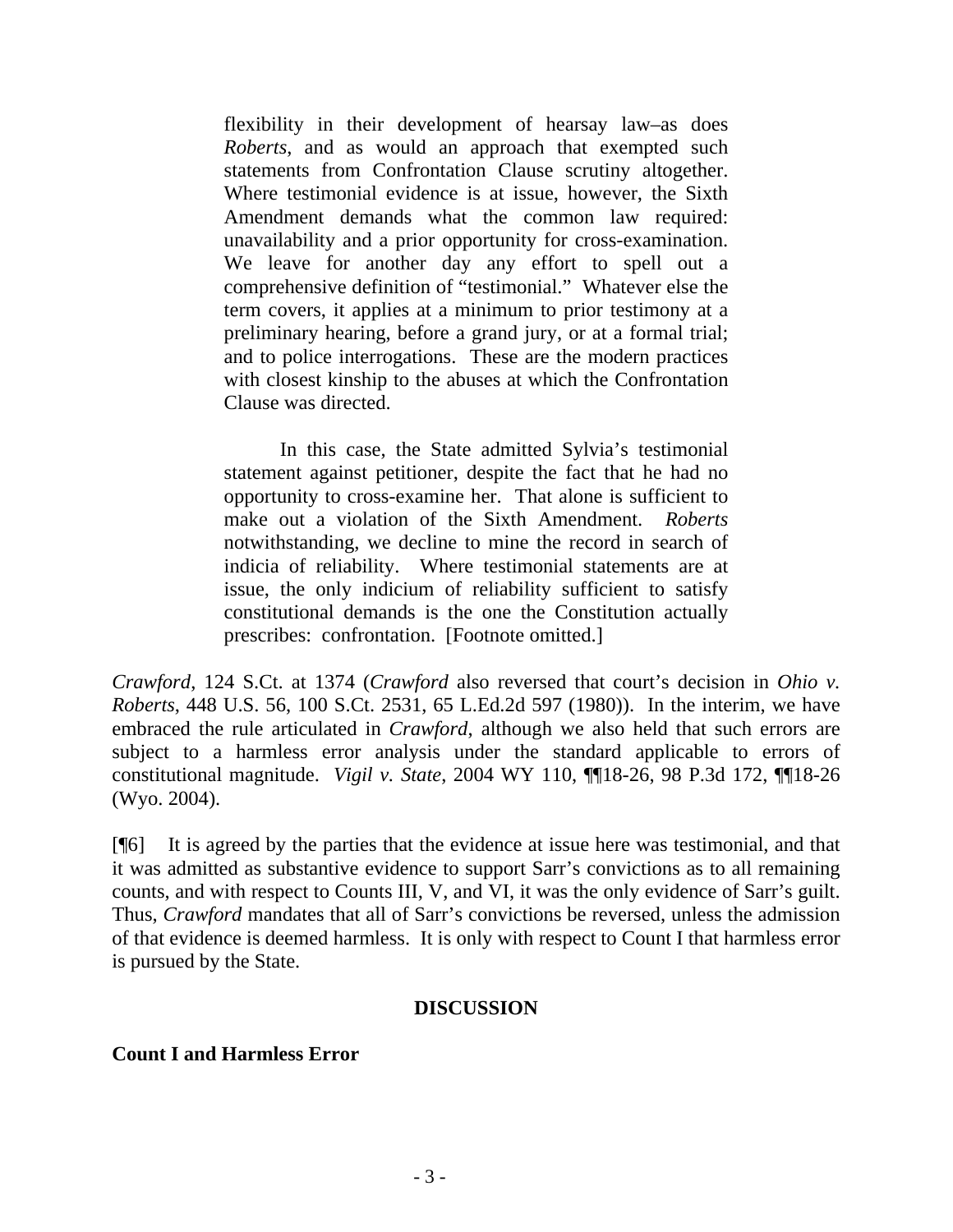> flexibility in their development of hearsay law–as does *Roberts*, and as would an approach that exempted such statements from Confrontation Clause scrutiny altogether. Where testimonial evidence is at issue, however, the Sixth Amendment demands what the common law required: unavailability and a prior opportunity for cross-examination. We leave for another day any effort to spell out a comprehensive definition of "testimonial." Whatever else the term covers, it applies at a minimum to prior testimony at a preliminary hearing, before a grand jury, or at a formal trial; and to police interrogations. These are the modern practices with closest kinship to the abuses at which the Confrontation Clause was directed.
>
> In this case, the State admitted Sylvia's testimonial statement against petitioner, despite the fact that he had no opportunity to cross-examine her. That alone is sufficient to make out a violation of the Sixth Amendment. *Roberts* notwithstanding, we decline to mine the record in search of indicia of reliability. Where testimonial statements are at issue, the only indicium of reliability sufficient to satisfy constitutional demands is the one the Constitution actually prescribes: confrontation. [Footnote omitted.]

*Crawford*, 124 S.Ct. at 1374 (*Crawford* also reversed that court's decision in *Ohio v. Roberts*, 448 U.S. 56, 100 S.Ct. 2531, 65 L.Ed.2d 597 (1980)). In the interim, we have embraced the rule articulated in *Crawford*, although we also held that such errors are subject to a harmless error analysis under the standard applicable to errors of constitutional magnitude. *Vigil v. State*, 2004 WY 110, ¶¶18-26, 98 P.3d 172, ¶¶18-26 (Wyo. 2004).

[¶6] It is agreed by the parties that the evidence at issue here was testimonial, and that it was admitted as substantive evidence to support Sarr's convictions as to all remaining counts, and with respect to Counts III, V, and VI, it was the only evidence of Sarr's guilt. Thus, *Crawford* mandates that all of Sarr's convictions be reversed, unless the admission of that evidence is deemed harmless. It is only with respect to Count I that harmless error is pursued by the State.

## DISCUSSION

### Count I and Harmless Error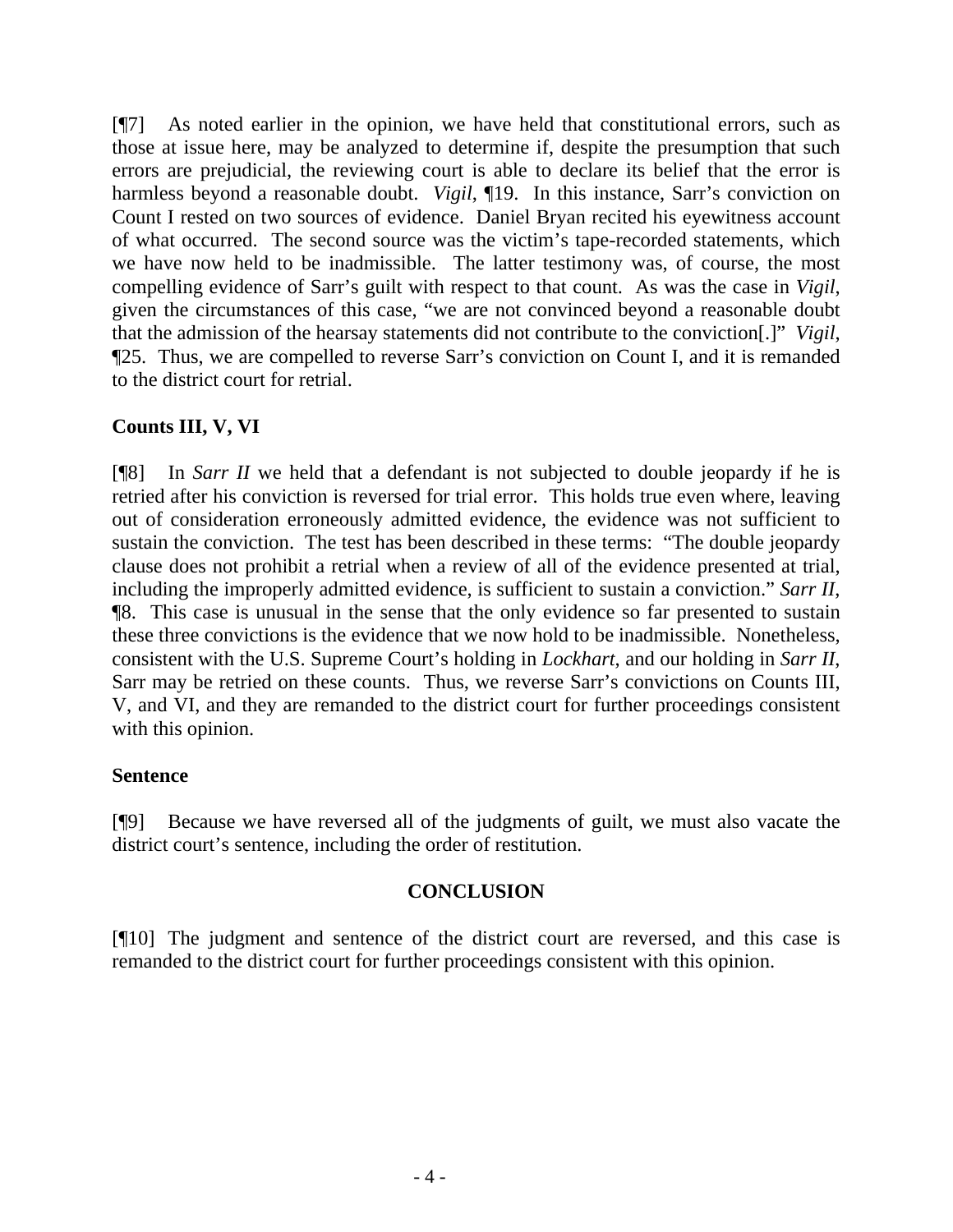[¶7] As noted earlier in the opinion, we have held that constitutional errors, such as those at issue here, may be analyzed to determine if, despite the presumption that such errors are prejudicial, the reviewing court is able to declare its belief that the error is harmless beyond a reasonable doubt. *Vigil*, ¶19. In this instance, Sarr's conviction on Count I rested on two sources of evidence. Daniel Bryan recited his eyewitness account of what occurred. The second source was the victim's tape-recorded statements, which we have now held to be inadmissible. The latter testimony was, of course, the most compelling evidence of Sarr's guilt with respect to that count. As was the case in *Vigil*, given the circumstances of this case, "we are not convinced beyond a reasonable doubt that the admission of the hearsay statements did not contribute to the conviction[.]" *Vigil*, ¶25. Thus, we are compelled to reverse Sarr's conviction on Count I, and it is remanded to the district court for retrial.

**Counts III, V, VI**

[¶8] In *Sarr II* we held that a defendant is not subjected to double jeopardy if he is retried after his conviction is reversed for trial error. This holds true even where, leaving out of consideration erroneously admitted evidence, the evidence was not sufficient to sustain the conviction. The test has been described in these terms: "The double jeopardy clause does not prohibit a retrial when a review of all of the evidence presented at trial, including the improperly admitted evidence, is sufficient to sustain a conviction." *Sarr II*, ¶8. This case is unusual in the sense that the only evidence so far presented to sustain these three convictions is the evidence that we now hold to be inadmissible. Nonetheless, consistent with the U.S. Supreme Court's holding in *Lockhart*, and our holding in *Sarr II*, Sarr may be retried on these counts. Thus, we reverse Sarr's convictions on Counts III, V, and VI, and they are remanded to the district court for further proceedings consistent with this opinion.

**Sentence**

[¶9] Because we have reversed all of the judgments of guilt, we must also vacate the district court's sentence, including the order of restitution.

**CONCLUSION**

[¶10] The judgment and sentence of the district court are reversed, and this case is remanded to the district court for further proceedings consistent with this opinion.